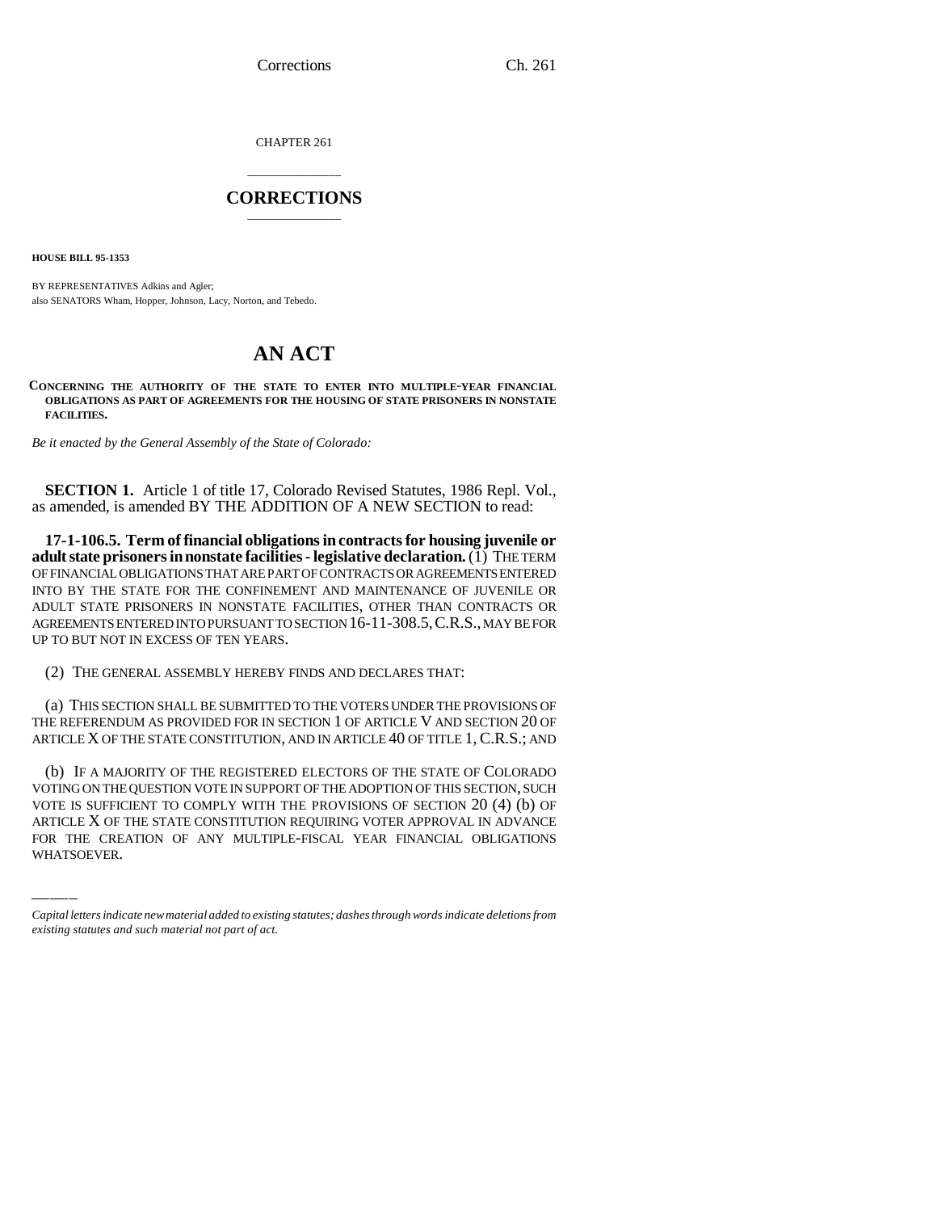CHAPTER 261

# CORRECTIONS

**HOUSE BILL 95-1353**

BY REPRESENTATIVES Adkins and Agler;
also SENATORS Wham, Hopper, Johnson, Lacy, Norton, and Tebedo.

# AN ACT

**CONCERNING THE AUTHORITY OF THE STATE TO ENTER INTO MULTIPLE-YEAR FINANCIAL OBLIGATIONS AS PART OF AGREEMENTS FOR THE HOUSING OF STATE PRISONERS IN NONSTATE FACILITIES.**

*Be it enacted by the General Assembly of the State of Colorado:*

**SECTION 1.** Article 1 of title 17, Colorado Revised Statutes, 1986 Repl. Vol., as amended, is amended BY THE ADDITION OF A NEW SECTION to read:

**17-1-106.5. Term of financial obligations in contracts for housing juvenile or adult state prisoners in nonstate facilities - legislative declaration.** (1) THE TERM OF FINANCIAL OBLIGATIONS THAT ARE PART OF CONTRACTS OR AGREEMENTS ENTERED INTO BY THE STATE FOR THE CONFINEMENT AND MAINTENANCE OF JUVENILE OR ADULT STATE PRISONERS IN NONSTATE FACILITIES, OTHER THAN CONTRACTS OR AGREEMENTS ENTERED INTO PURSUANT TO SECTION 16-11-308.5, C.R.S., MAY BE FOR UP TO BUT NOT IN EXCESS OF TEN YEARS.

(2) THE GENERAL ASSEMBLY HEREBY FINDS AND DECLARES THAT:

(a) THIS SECTION SHALL BE SUBMITTED TO THE VOTERS UNDER THE PROVISIONS OF THE REFERENDUM AS PROVIDED FOR IN SECTION 1 OF ARTICLE V AND SECTION 20 OF ARTICLE X OF THE STATE CONSTITUTION, AND IN ARTICLE 40 OF TITLE 1, C.R.S.; AND

(b) IF A MAJORITY OF THE REGISTERED ELECTORS OF THE STATE OF COLORADO VOTING ON THE QUESTION VOTE IN SUPPORT OF THE ADOPTION OF THIS SECTION, SUCH VOTE IS SUFFICIENT TO COMPLY WITH THE PROVISIONS OF SECTION 20 (4) (b) OF ARTICLE X OF THE STATE CONSTITUTION REQUIRING VOTER APPROVAL IN ADVANCE FOR THE CREATION OF ANY MULTIPLE-FISCAL YEAR FINANCIAL OBLIGATIONS WHATSOEVER.

*Capital letters indicate new material added to existing statutes; dashes through words indicate deletions from existing statutes and such material not part of act.*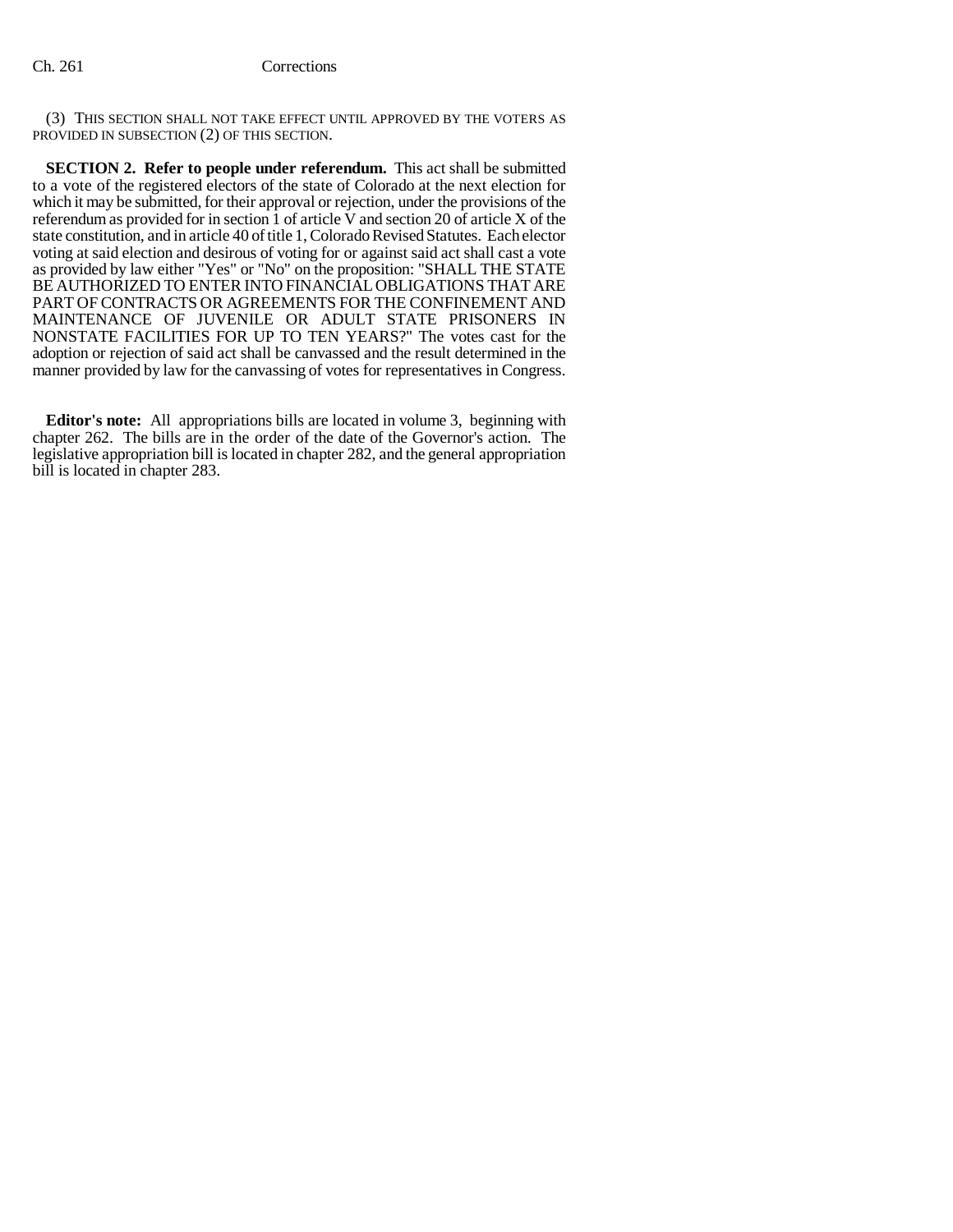(3) THIS SECTION SHALL NOT TAKE EFFECT UNTIL APPROVED BY THE VOTERS AS PROVIDED IN SUBSECTION (2) OF THIS SECTION.

**SECTION 2. Refer to people under referendum.** This act shall be submitted to a vote of the registered electors of the state of Colorado at the next election for which it may be submitted, for their approval or rejection, under the provisions of the referendum as provided for in section 1 of article V and section 20 of article X of the state constitution, and in article 40 of title 1, Colorado Revised Statutes. Each elector voting at said election and desirous of voting for or against said act shall cast a vote as provided by law either "Yes" or "No" on the proposition: "SHALL THE STATE BE AUTHORIZED TO ENTER INTO FINANCIAL OBLIGATIONS THAT ARE PART OF CONTRACTS OR AGREEMENTS FOR THE CONFINEMENT AND MAINTENANCE OF JUVENILE OR ADULT STATE PRISONERS IN NONSTATE FACILITIES FOR UP TO TEN YEARS?" The votes cast for the adoption or rejection of said act shall be canvassed and the result determined in the manner provided by law for the canvassing of votes for representatives in Congress.

**Editor's note:** All appropriations bills are located in volume 3, beginning with chapter 262. The bills are in the order of the date of the Governor's action. The legislative appropriation bill is located in chapter 282, and the general appropriation bill is located in chapter 283.